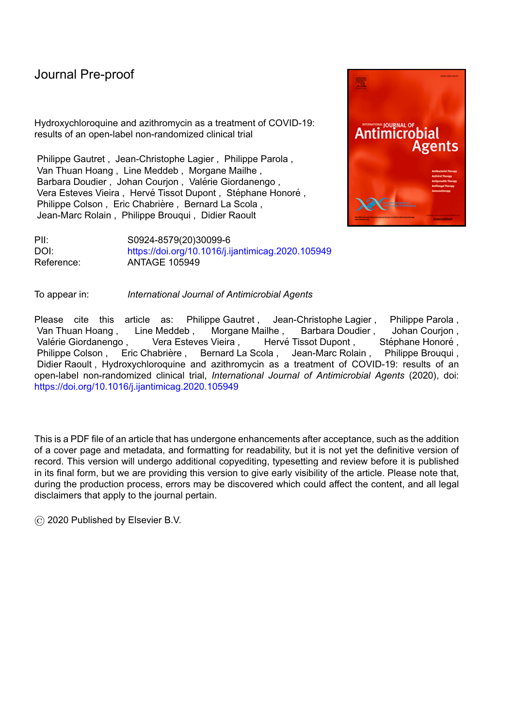Journal Pre-proof

Hydroxychloroquine and azithromycin as a treatment of COVID-19: results of an open-label non-randomized clinical trial

Philippe Gautret , Jean-Christophe Lagier , Philippe Parola , Van Thuan Hoang , Line Meddeb , Morgane Mailhe , Barbara Doudier , Johan Courjon , Valérie Giordanengo , Vera Esteves Vieira , Hervé Tissot Dupont , Stéphane Honoré , Philippe Colson , Eric Chabrière , Bernard La Scola , Jean-Marc Rolain , Philippe Brouqui , Didier Raoult

PII: S0924-8579(20)30099-6
DOI: https://doi.org/10.1016/j.ijantimicag.2020.105949
Reference: ANTAGE 105949

To appear in: *International Journal of Antimicrobial Agents*

Please cite this article as: Philippe Gautret , Jean-Christophe Lagier , Philippe Parola , Van Thuan Hoang , Line Meddeb , Morgane Mailhe , Barbara Doudier , Johan Courjon , Valérie Giordanengo , Vera Esteves Vieira , Hervé Tissot Dupont , Stéphane Honoré , Philippe Colson , Eric Chabrière , Bernard La Scola , Jean-Marc Rolain , Philippe Brouqui , Didier Raoult , Hydroxychloroquine and azithromycin as a treatment of COVID-19: results of an open-label non-randomized clinical trial, *International Journal of Antimicrobial Agents* (2020), doi: https://doi.org/10.1016/j.ijantimicag.2020.105949

This is a PDF file of an article that has undergone enhancements after acceptance, such as the addition of a cover page and metadata, and formatting for readability, but it is not yet the definitive version of record. This version will undergo additional copyediting, typesetting and review before it is published in its final form, but we are providing this version to give early visibility of the article. Please note that, during the production process, errors may be discovered which could affect the content, and all legal disclaimers that apply to the journal pertain.

© 2020 Published by Elsevier B.V.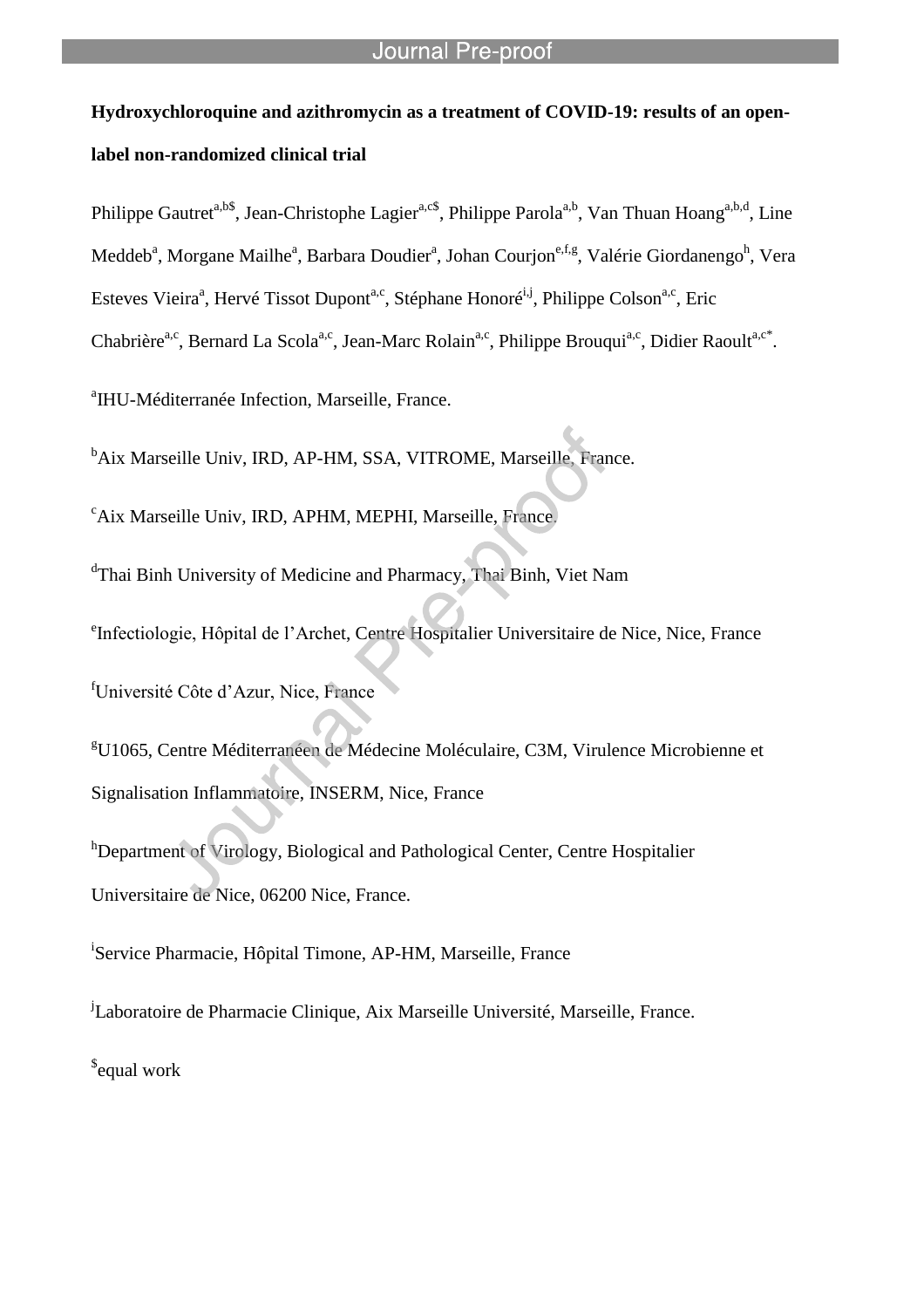**Hydroxychloroquine and azithromycin as a treatment of COVID-19: results of an open-label non-randomized clinical trial**

Philippe Gautret[a,b$], Jean-Christophe Lagier[a,c$], Philippe Parola[a,b], Van Thuan Hoang[a,b,d], Line Meddeb[a], Morgane Mailhe[a], Barbara Doudier[a], Johan Courjon[e,f,g], Valérie Giordanengo[h], Vera Esteves Vieira[a], Hervé Tissot Dupont[a,c], Stéphane Honoré[i,j], Philippe Colson[a,c], Eric Chabrière[a,c], Bernard La Scola[a,c], Jean-Marc Rolain[a,c], Philippe Brouqui[a,c], Didier Raoult[a,c*].

[a]IHU-Méditerranée Infection, Marseille, France.

[b]Aix Marseille Univ, IRD, AP-HM, SSA, VITROME, Marseille, France.

[c]Aix Marseille Univ, IRD, APHM, MEPHI, Marseille, France.

[d]Thai Binh University of Medicine and Pharmacy, Thai Binh, Viet Nam

[e]Infectiologie, Hôpital de l'Archet, Centre Hospitalier Universitaire de Nice, Nice, France

[f]Université Côte d'Azur, Nice, France

[g]U1065, Centre Méditerranéen de Médecine Moléculaire, C3M, Virulence Microbienne et Signalisation Inflammatoire, INSERM, Nice, France

[h]Department of Virology, Biological and Pathological Center, Centre Hospitalier Universitaire de Nice, 06200 Nice, France.

[i]Service Pharmacie, Hôpital Timone, AP-HM, Marseille, France

[j]Laboratoire de Pharmacie Clinique, Aix Marseille Université, Marseille, France.

[$]equal work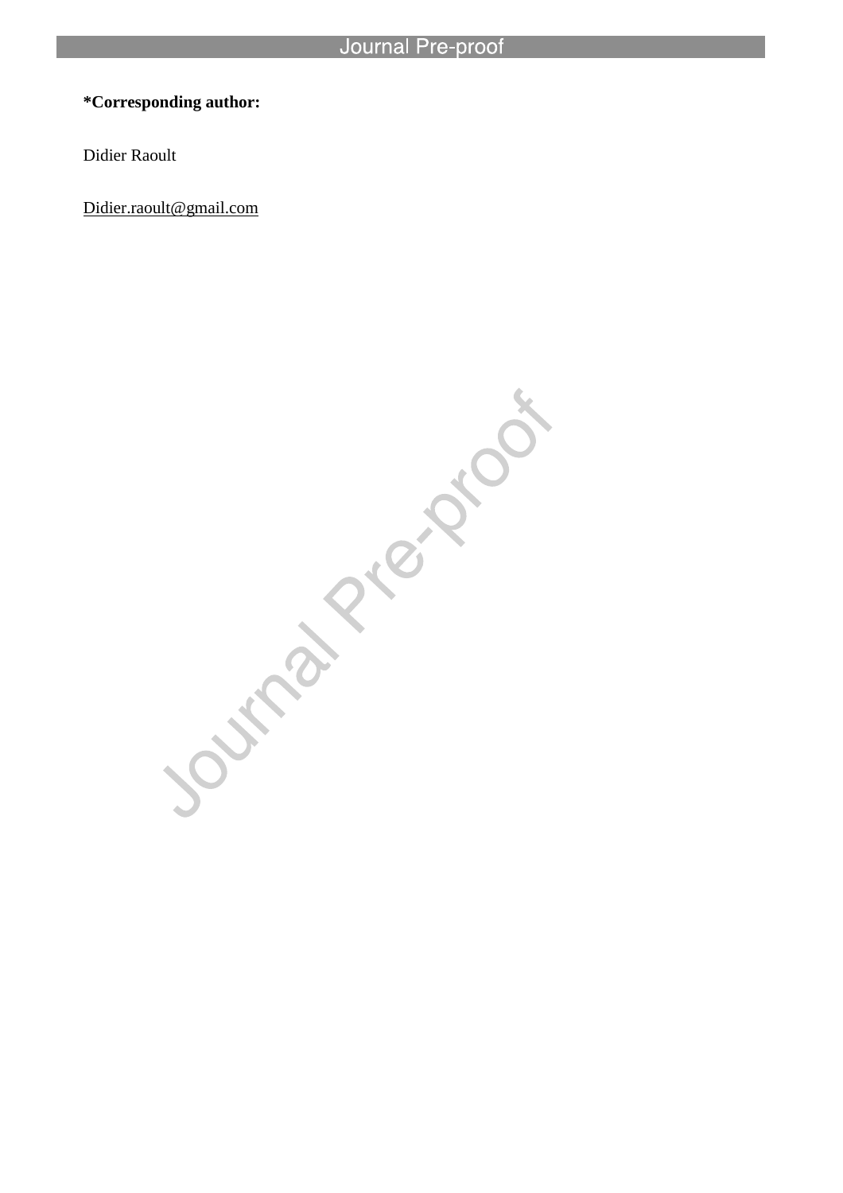**\*Corresponding author:**

Didier Raoult

Didier.raoult@gmail.com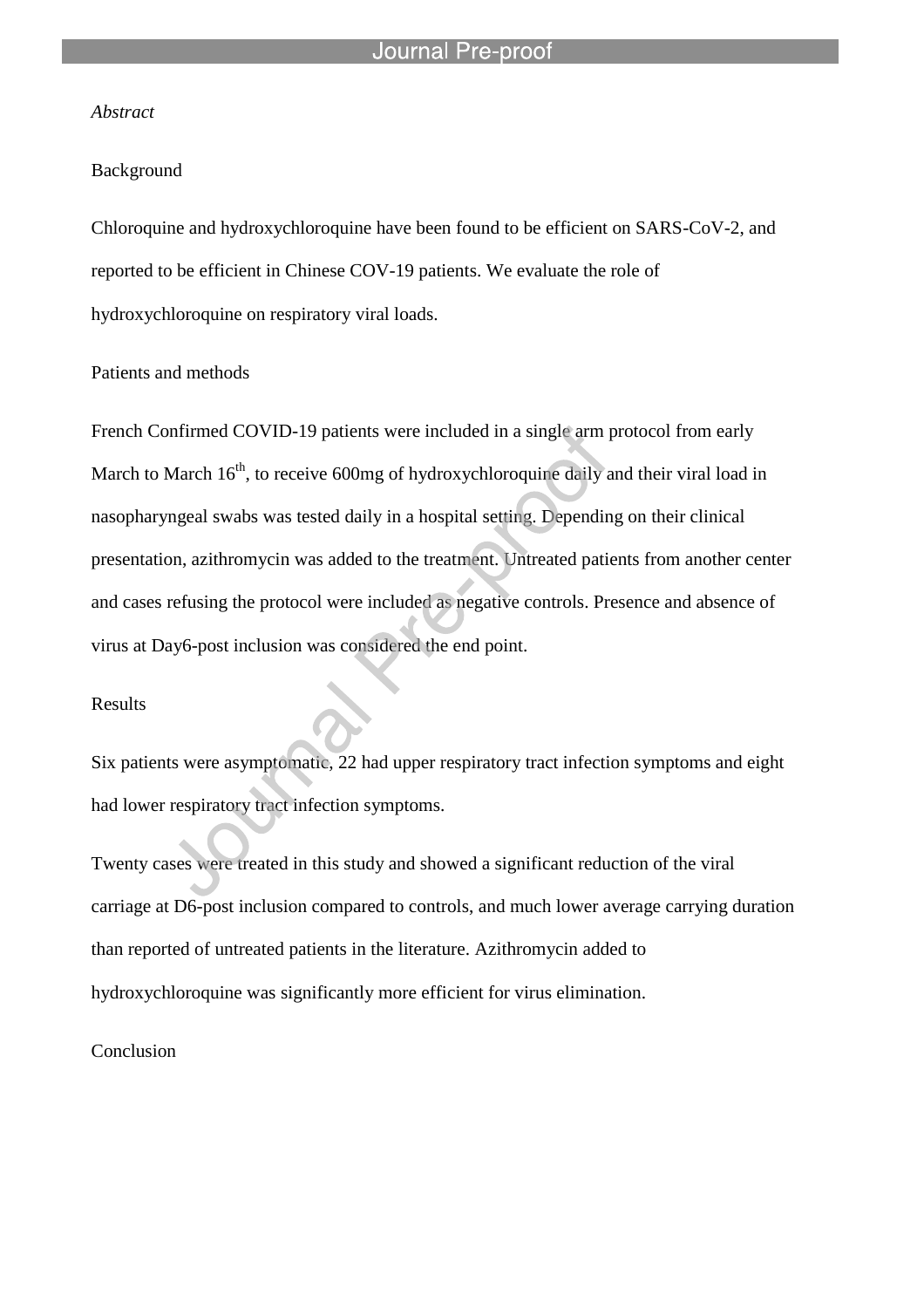*Abstract*

Background

Chloroquine and hydroxychloroquine have been found to be efficient on SARS-CoV-2, and reported to be efficient in Chinese COV-19 patients. We evaluate the role of hydroxychloroquine on respiratory viral loads.

Patients and methods

French Confirmed COVID-19 patients were included in a single arm protocol from early March to March 16$^{th}$, to receive 600mg of hydroxychloroquine daily and their viral load in nasopharyngeal swabs was tested daily in a hospital setting. Depending on their clinical presentation, azithromycin was added to the treatment. Untreated patients from another center and cases refusing the protocol were included as negative controls. Presence and absence of virus at Day6-post inclusion was considered the end point.

Results

Six patients were asymptomatic, 22 had upper respiratory tract infection symptoms and eight had lower respiratory tract infection symptoms.

Twenty cases were treated in this study and showed a significant reduction of the viral carriage at D6-post inclusion compared to controls, and much lower average carrying duration than reported of untreated patients in the literature. Azithromycin added to hydroxychloroquine was significantly more efficient for virus elimination.

Conclusion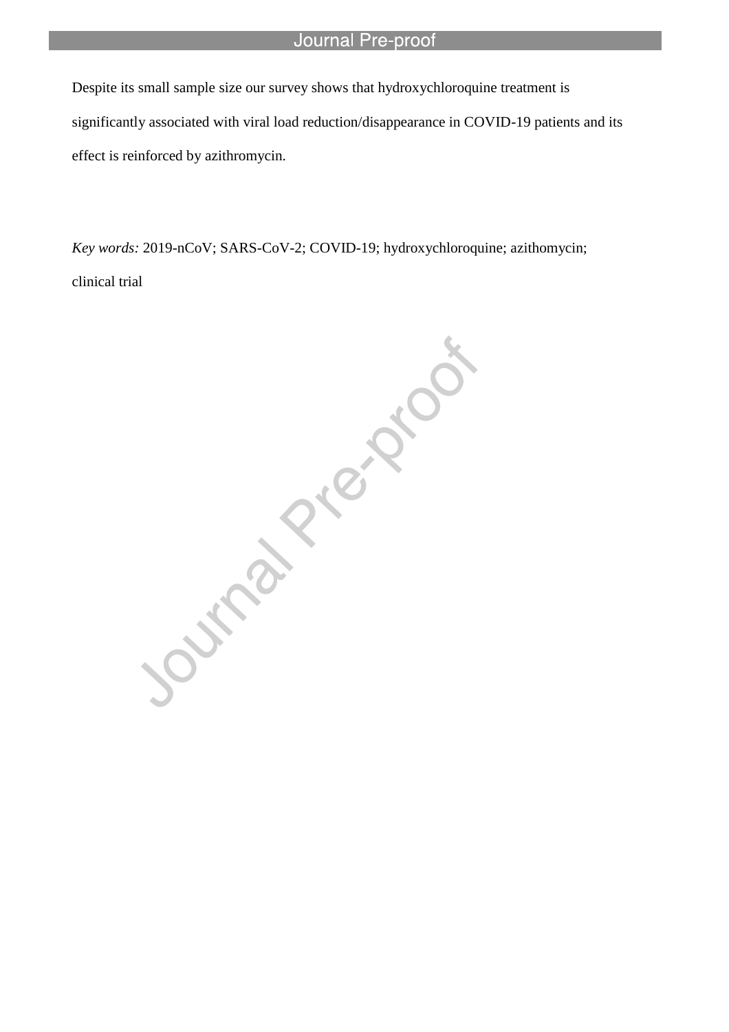Despite its small sample size our survey shows that hydroxychloroquine treatment is significantly associated with viral load reduction/disappearance in COVID-19 patients and its effect is reinforced by azithromycin.

*Key words:* 2019-nCoV; SARS-CoV-2; COVID-19; hydroxychloroquine; azithomycin; clinical trial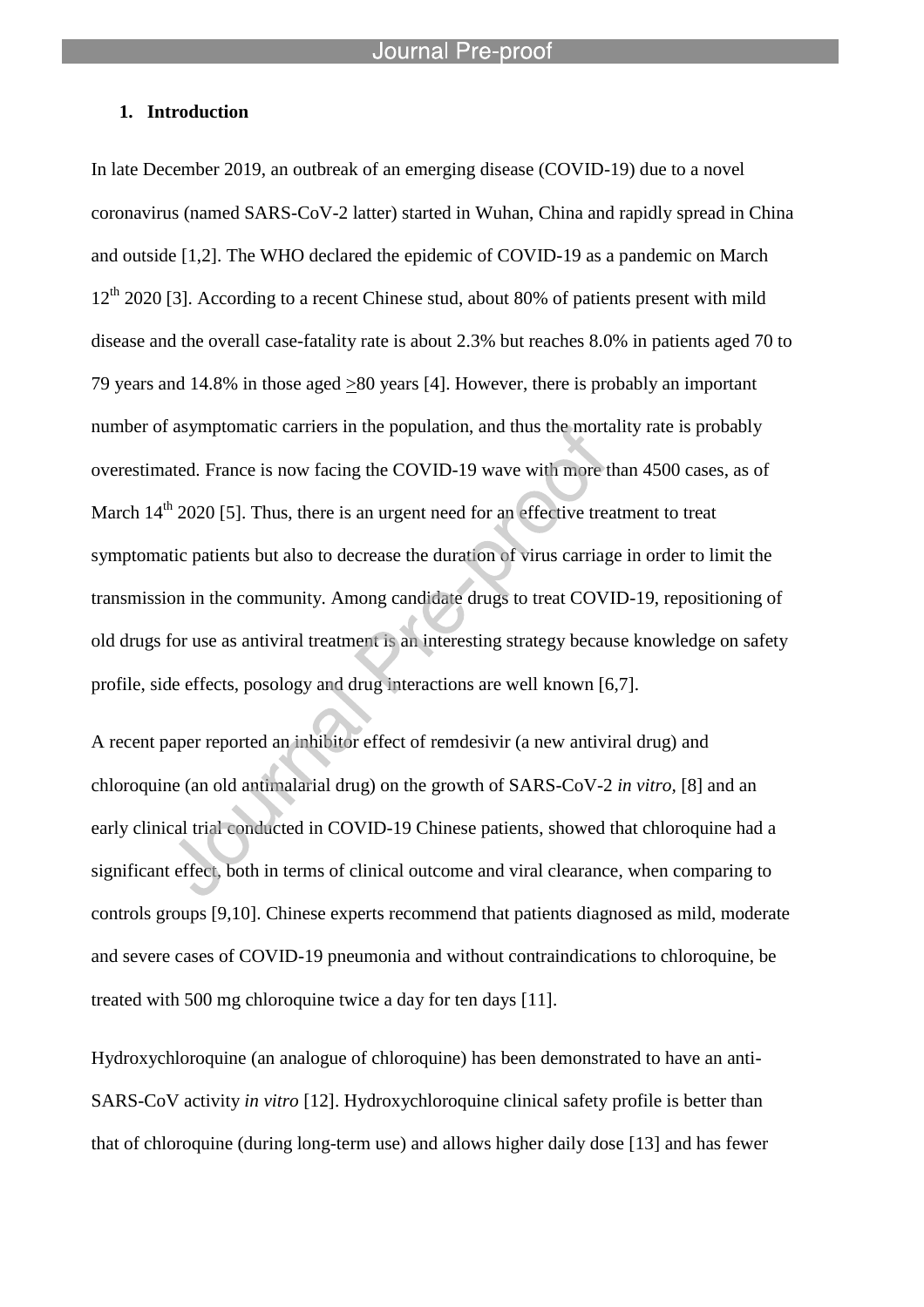## 1. Introduction

In late December 2019, an outbreak of an emerging disease (COVID-19) due to a novel coronavirus (named SARS-CoV-2 latter) started in Wuhan, China and rapidly spread in China and outside [1,2]. The WHO declared the epidemic of COVID-19 as a pandemic on March 12th 2020 [3]. According to a recent Chinese stud, about 80% of patients present with mild disease and the overall case-fatality rate is about 2.3% but reaches 8.0% in patients aged 70 to 79 years and 14.8% in those aged >80 years [4]. However, there is probably an important number of asymptomatic carriers in the population, and thus the mortality rate is probably overestimated. France is now facing the COVID-19 wave with more than 4500 cases, as of March 14th 2020 [5]. Thus, there is an urgent need for an effective treatment to treat symptomatic patients but also to decrease the duration of virus carriage in order to limit the transmission in the community. Among candidate drugs to treat COVID-19, repositioning of old drugs for use as antiviral treatment is an interesting strategy because knowledge on safety profile, side effects, posology and drug interactions are well known [6,7].

A recent paper reported an inhibitor effect of remdesivir (a new antiviral drug) and chloroquine (an old antimalarial drug) on the growth of SARS-CoV-2 *in vitro*, [8] and an early clinical trial conducted in COVID-19 Chinese patients, showed that chloroquine had a significant effect, both in terms of clinical outcome and viral clearance, when comparing to controls groups [9,10]. Chinese experts recommend that patients diagnosed as mild, moderate and severe cases of COVID-19 pneumonia and without contraindications to chloroquine, be treated with 500 mg chloroquine twice a day for ten days [11].

Hydroxychloroquine (an analogue of chloroquine) has been demonstrated to have an anti-SARS-CoV activity *in vitro* [12]. Hydroxychloroquine clinical safety profile is better than that of chloroquine (during long-term use) and allows higher daily dose [13] and has fewer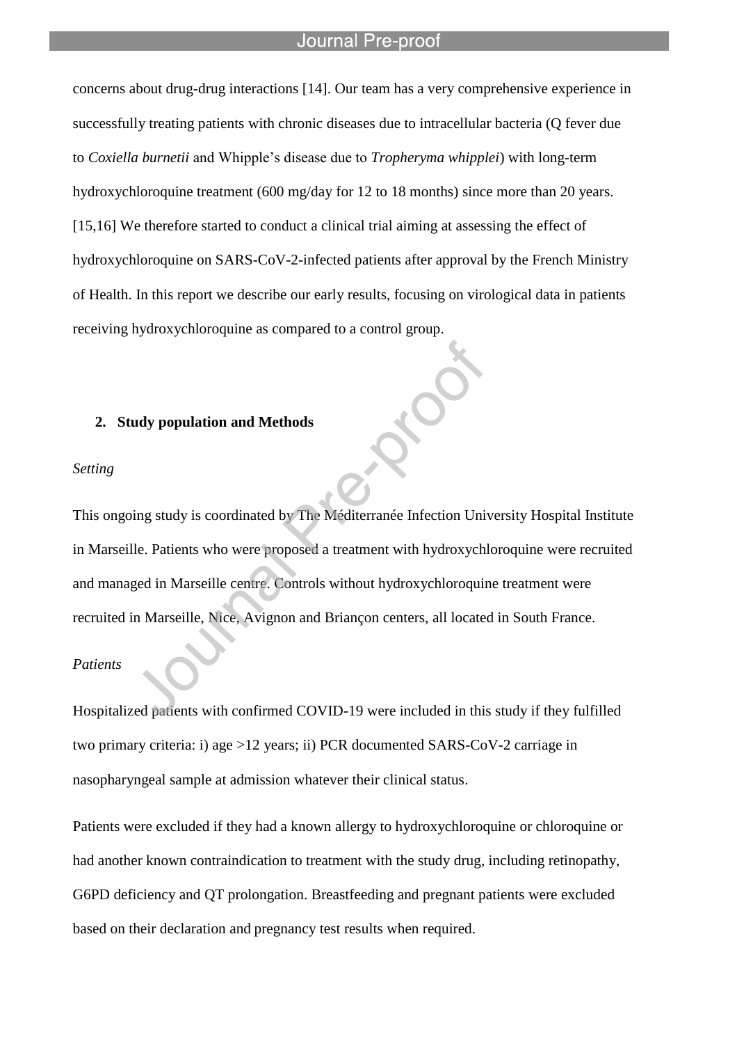concerns about drug-drug interactions [14]. Our team has a very comprehensive experience in successfully treating patients with chronic diseases due to intracellular bacteria (Q fever due to *Coxiella burnetii* and Whipple's disease due to *Tropheryma whipplei*) with long-term hydroxychloroquine treatment (600 mg/day for 12 to 18 months) since more than 20 years. [15,16] We therefore started to conduct a clinical trial aiming at assessing the effect of hydroxychloroquine on SARS-CoV-2-infected patients after approval by the French Ministry of Health. In this report we describe our early results, focusing on virological data in patients receiving hydroxychloroquine as compared to a control group.

## 2. Study population and Methods

*Setting*

This ongoing study is coordinated by The Méditerranée Infection University Hospital Institute in Marseille. Patients who were proposed a treatment with hydroxychloroquine were recruited and managed in Marseille centre. Controls without hydroxychloroquine treatment were recruited in Marseille, Nice, Avignon and Briançon centers, all located in South France.

*Patients*

Hospitalized patients with confirmed COVID-19 were included in this study if they fulfilled two primary criteria: i) age >12 years; ii) PCR documented SARS-CoV-2 carriage in nasopharyngeal sample at admission whatever their clinical status.

Patients were excluded if they had a known allergy to hydroxychloroquine or chloroquine or had another known contraindication to treatment with the study drug, including retinopathy, G6PD deficiency and QT prolongation. Breastfeeding and pregnant patients were excluded based on their declaration and pregnancy test results when required.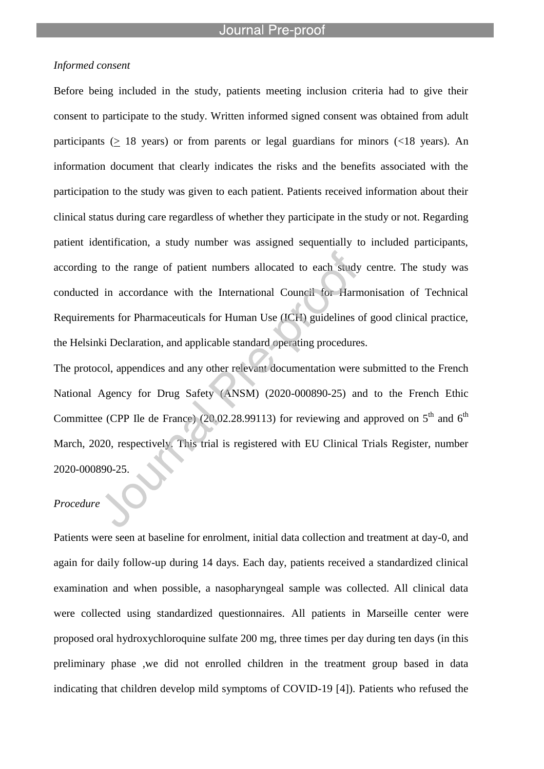*Informed consent*

Before being included in the study, patients meeting inclusion criteria had to give their consent to participate to the study. Written informed signed consent was obtained from adult participants ($\geq$ 18 years) or from parents or legal guardians for minors (<18 years). An information document that clearly indicates the risks and the benefits associated with the participation to the study was given to each patient. Patients received information about their clinical status during care regardless of whether they participate in the study or not. Regarding patient identification, a study number was assigned sequentially to included participants, according to the range of patient numbers allocated to each study centre. The study was conducted in accordance with the International Council for Harmonisation of Technical Requirements for Pharmaceuticals for Human Use (ICH) guidelines of good clinical practice, the Helsinki Declaration, and applicable standard operating procedures.

The protocol, appendices and any other relevant documentation were submitted to the French National Agency for Drug Safety (ANSM) (2020-000890-25) and to the French Ethic Committee (CPP Ile de France) (20.02.28.99113) for reviewing and approved on 5th and 6th March, 2020, respectively. This trial is registered with EU Clinical Trials Register, number 2020-000890-25.

*Procedure*

Patients were seen at baseline for enrolment, initial data collection and treatment at day-0, and again for daily follow-up during 14 days. Each day, patients received a standardized clinical examination and when possible, a nasopharyngeal sample was collected. All clinical data were collected using standardized questionnaires. All patients in Marseille center were proposed oral hydroxychloroquine sulfate 200 mg, three times per day during ten days (in this preliminary phase ,we did not enrolled children in the treatment group based in data indicating that children develop mild symptoms of COVID-19 [4]). Patients who refused the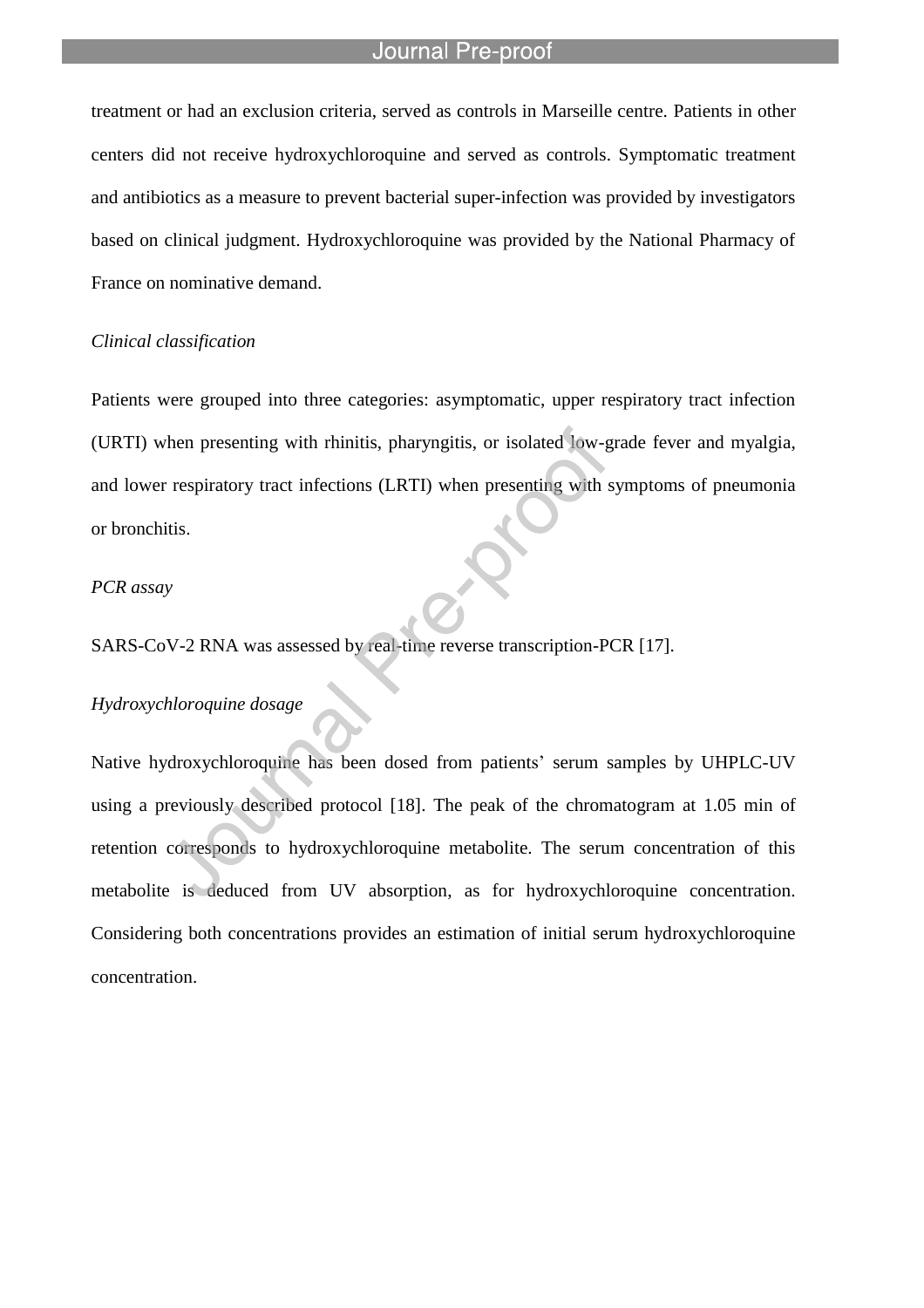treatment or had an exclusion criteria, served as controls in Marseille centre. Patients in other centers did not receive hydroxychloroquine and served as controls. Symptomatic treatment and antibiotics as a measure to prevent bacterial super-infection was provided by investigators based on clinical judgment. Hydroxychloroquine was provided by the National Pharmacy of France on nominative demand.

*Clinical classification*

Patients were grouped into three categories: asymptomatic, upper respiratory tract infection (URTI) when presenting with rhinitis, pharyngitis, or isolated low-grade fever and myalgia, and lower respiratory tract infections (LRTI) when presenting with symptoms of pneumonia or bronchitis.

*PCR assay*

SARS-CoV-2 RNA was assessed by real-time reverse transcription-PCR [17].

*Hydroxychloroquine dosage*

Native hydroxychloroquine has been dosed from patients' serum samples by UHPLC-UV using a previously described protocol [18]. The peak of the chromatogram at 1.05 min of retention corresponds to hydroxychloroquine metabolite. The serum concentration of this metabolite is deduced from UV absorption, as for hydroxychloroquine concentration. Considering both concentrations provides an estimation of initial serum hydroxychloroquine concentration.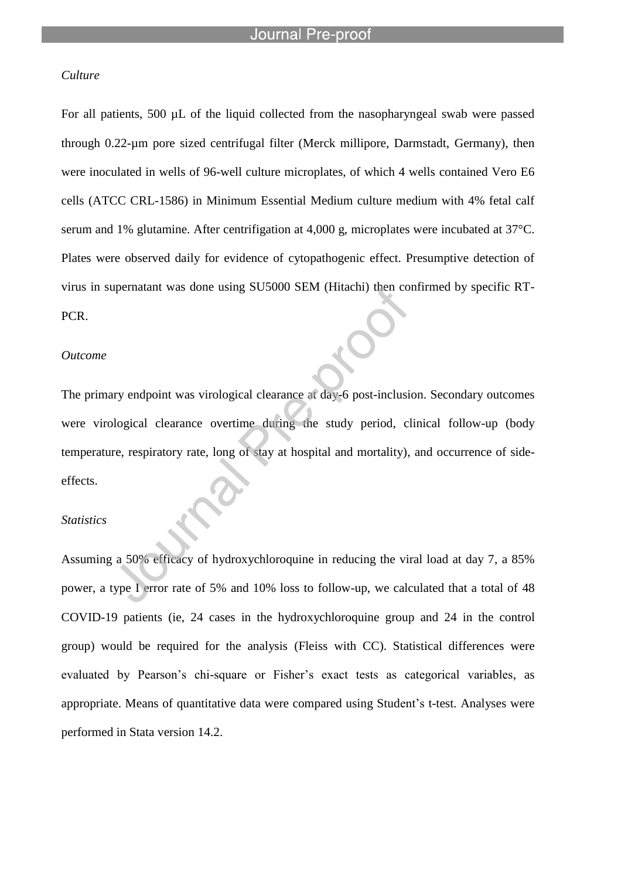*Culture*

For all patients, 500 µL of the liquid collected from the nasopharyngeal swab were passed through 0.22-µm pore sized centrifugal filter (Merck millipore, Darmstadt, Germany), then were inoculated in wells of 96-well culture microplates, of which 4 wells contained Vero E6 cells (ATCC CRL-1586) in Minimum Essential Medium culture medium with 4% fetal calf serum and 1% glutamine. After centrifigation at 4,000 g, microplates were incubated at 37°C. Plates were observed daily for evidence of cytopathogenic effect. Presumptive detection of virus in supernatant was done using SU5000 SEM (Hitachi) then confirmed by specific RT-PCR.

*Outcome*

The primary endpoint was virological clearance at day-6 post-inclusion. Secondary outcomes were virological clearance overtime during the study period, clinical follow-up (body temperature, respiratory rate, long of stay at hospital and mortality), and occurrence of side-effects.

*Statistics*

Assuming a 50% efficacy of hydroxychloroquine in reducing the viral load at day 7, a 85% power, a type I error rate of 5% and 10% loss to follow-up, we calculated that a total of 48 COVID-19 patients (ie, 24 cases in the hydroxychloroquine group and 24 in the control group) would be required for the analysis (Fleiss with CC). Statistical differences were evaluated by Pearson's chi-square or Fisher's exact tests as categorical variables, as appropriate. Means of quantitative data were compared using Student's t-test. Analyses were performed in Stata version 14.2.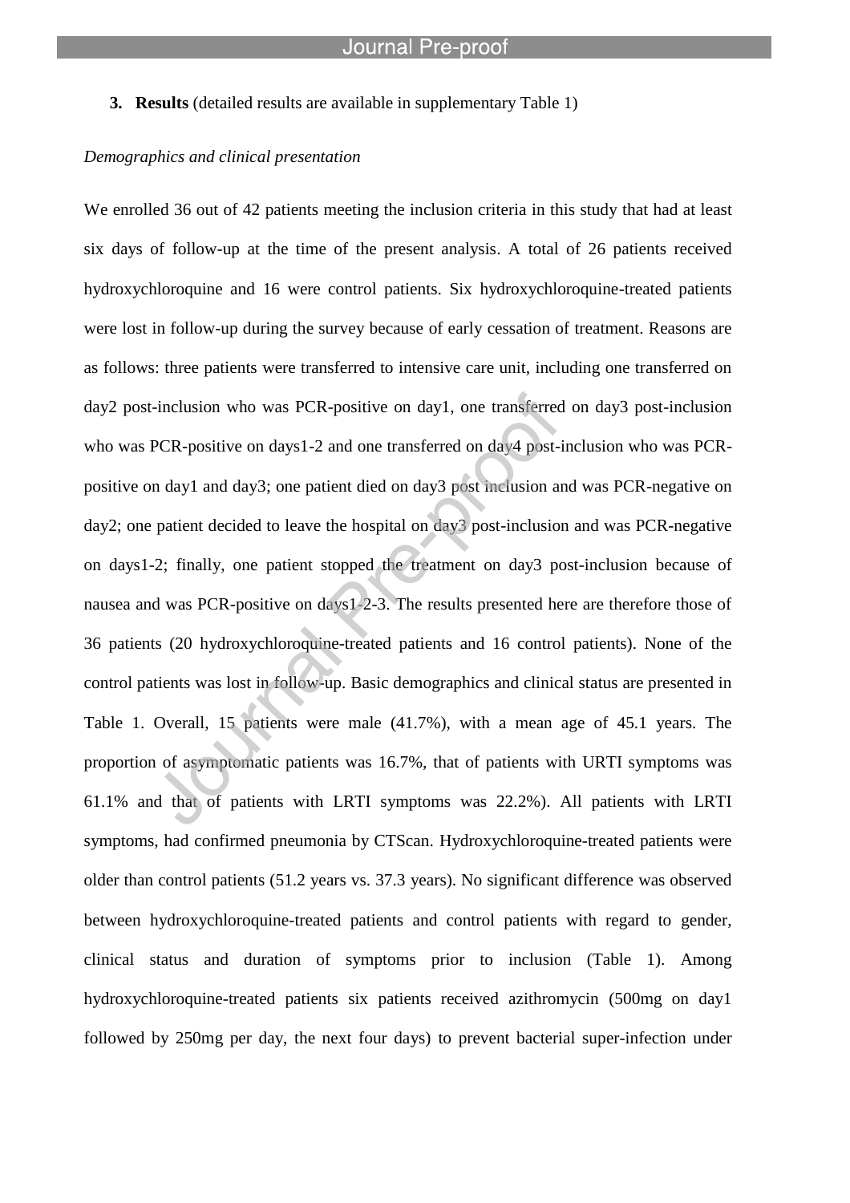## 3. Results (detailed results are available in supplementary Table 1)

*Demographics and clinical presentation*

We enrolled 36 out of 42 patients meeting the inclusion criteria in this study that had at least six days of follow-up at the time of the present analysis. A total of 26 patients received hydroxychloroquine and 16 were control patients. Six hydroxychloroquine-treated patients were lost in follow-up during the survey because of early cessation of treatment. Reasons are as follows: three patients were transferred to intensive care unit, including one transferred on day2 post-inclusion who was PCR-positive on day1, one transferred on day3 post-inclusion who was PCR-positive on days1-2 and one transferred on day4 post-inclusion who was PCR-positive on day1 and day3; one patient died on day3 post inclusion and was PCR-negative on day2; one patient decided to leave the hospital on day3 post-inclusion and was PCR-negative on days1-2; finally, one patient stopped the treatment on day3 post-inclusion because of nausea and was PCR-positive on days1-2-3. The results presented here are therefore those of 36 patients (20 hydroxychloroquine-treated patients and 16 control patients). None of the control patients was lost in follow-up. Basic demographics and clinical status are presented in Table 1. Overall, 15 patients were male (41.7%), with a mean age of 45.1 years. The proportion of asymptomatic patients was 16.7%, that of patients with URTI symptoms was 61.1% and that of patients with LRTI symptoms was 22.2%). All patients with LRTI symptoms, had confirmed pneumonia by CTScan. Hydroxychloroquine-treated patients were older than control patients (51.2 years vs. 37.3 years). No significant difference was observed between hydroxychloroquine-treated patients and control patients with regard to gender, clinical status and duration of symptoms prior to inclusion (Table 1). Among hydroxychloroquine-treated patients six patients received azithromycin (500mg on day1 followed by 250mg per day, the next four days) to prevent bacterial super-infection under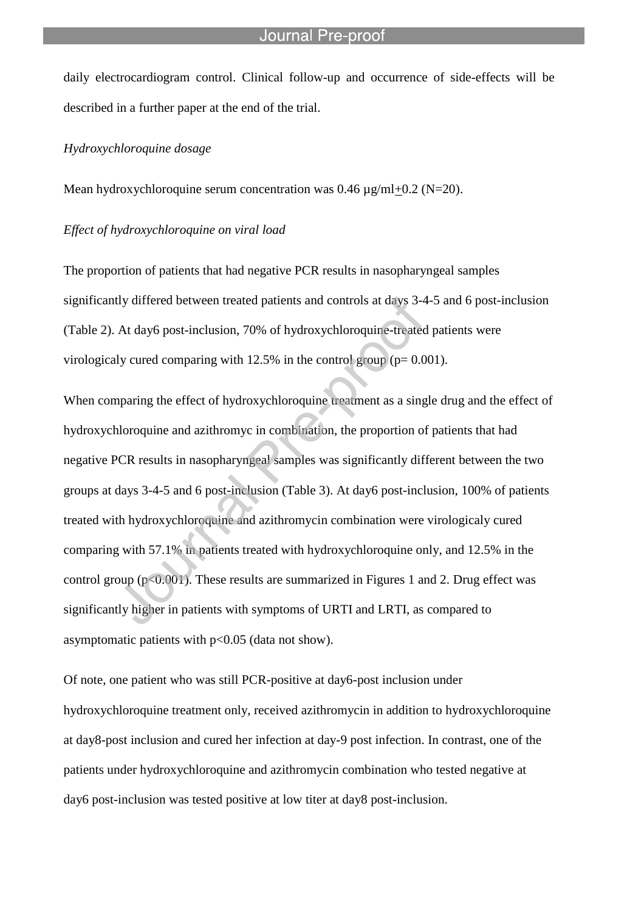daily electrocardiogram control. Clinical follow-up and occurrence of side-effects will be described in a further paper at the end of the trial.

*Hydroxychloroquine dosage*

Mean hydroxychloroquine serum concentration was 0.46 µg/ml$\pm$0.2 (N=20).

*Effect of hydroxychloroquine on viral load*

The proportion of patients that had negative PCR results in nasopharyngeal samples significantly differed between treated patients and controls at days 3-4-5 and 6 post-inclusion (Table 2). At day6 post-inclusion, 70% of hydroxychloroquine-treated patients were virologicaly cured comparing with 12.5% in the control group ($p = 0.001$).

When comparing the effect of hydroxychloroquine treatment as a single drug and the effect of hydroxychloroquine and azithromyc in combination, the proportion of patients that had negative PCR results in nasopharyngeal samples was significantly different between the two groups at days 3-4-5 and 6 post-inclusion (Table 3). At day6 post-inclusion, 100% of patients treated with hydroxychloroquine and azithromycin combination were virologicaly cured comparing with 57.1% in patients treated with hydroxychloroquine only, and 12.5% in the control group ($p < 0.001$). These results are summarized in Figures 1 and 2. Drug effect was significantly higher in patients with symptoms of URTI and LRTI, as compared to asymptomatic patients with $p < 0.05$ (data not show).

Of note, one patient who was still PCR-positive at day6-post inclusion under hydroxychloroquine treatment only, received azithromycin in addition to hydroxychloroquine at day8-post inclusion and cured her infection at day-9 post infection. In contrast, one of the patients under hydroxychloroquine and azithromycin combination who tested negative at day6 post-inclusion was tested positive at low titer at day8 post-inclusion.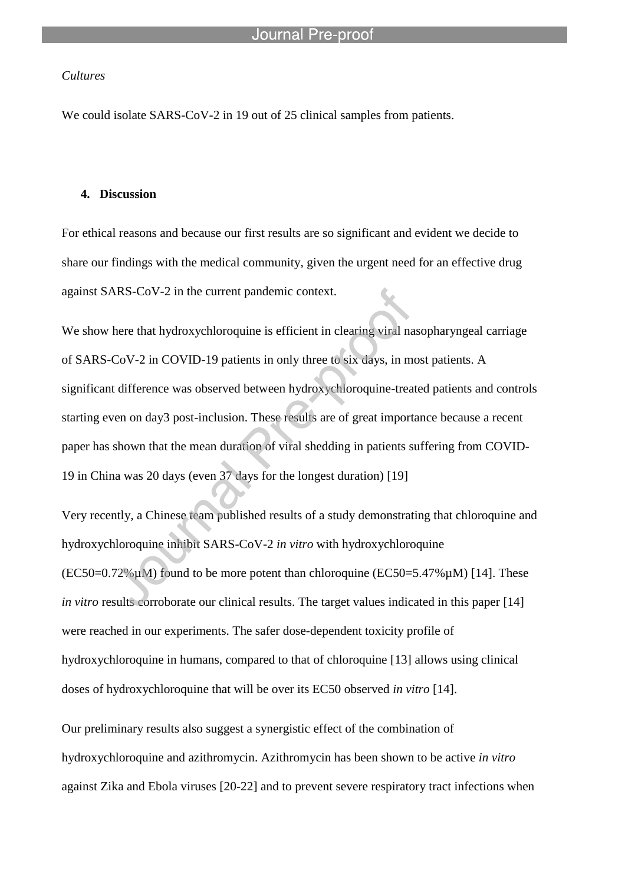*Cultures*

We could isolate SARS-CoV-2 in 19 out of 25 clinical samples from patients.

## 4. Discussion

For ethical reasons and because our first results are so significant and evident we decide to share our findings with the medical community, given the urgent need for an effective drug against SARS-CoV-2 in the current pandemic context.

We show here that hydroxychloroquine is efficient in clearing viral nasopharyngeal carriage of SARS-CoV-2 in COVID-19 patients in only three to six days, in most patients. A significant difference was observed between hydroxychloroquine-treated patients and controls starting even on day3 post-inclusion. These results are of great importance because a recent paper has shown that the mean duration of viral shedding in patients suffering from COVID-19 in China was 20 days (even 37 days for the longest duration) [19]

Very recently, a Chinese team published results of a study demonstrating that chloroquine and hydroxychloroquine inhibit SARS-CoV-2 *in vitro* with hydroxychloroquine (EC50=0.72%μM) found to be more potent than chloroquine (EC50=5.47%μM) [14]. These *in vitro* results corroborate our clinical results. The target values indicated in this paper [14] were reached in our experiments. The safer dose-dependent toxicity profile of hydroxychloroquine in humans, compared to that of chloroquine [13] allows using clinical doses of hydroxychloroquine that will be over its EC50 observed *in vitro* [14].

Our preliminary results also suggest a synergistic effect of the combination of hydroxychloroquine and azithromycin. Azithromycin has been shown to be active *in vitro* against Zika and Ebola viruses [20-22] and to prevent severe respiratory tract infections when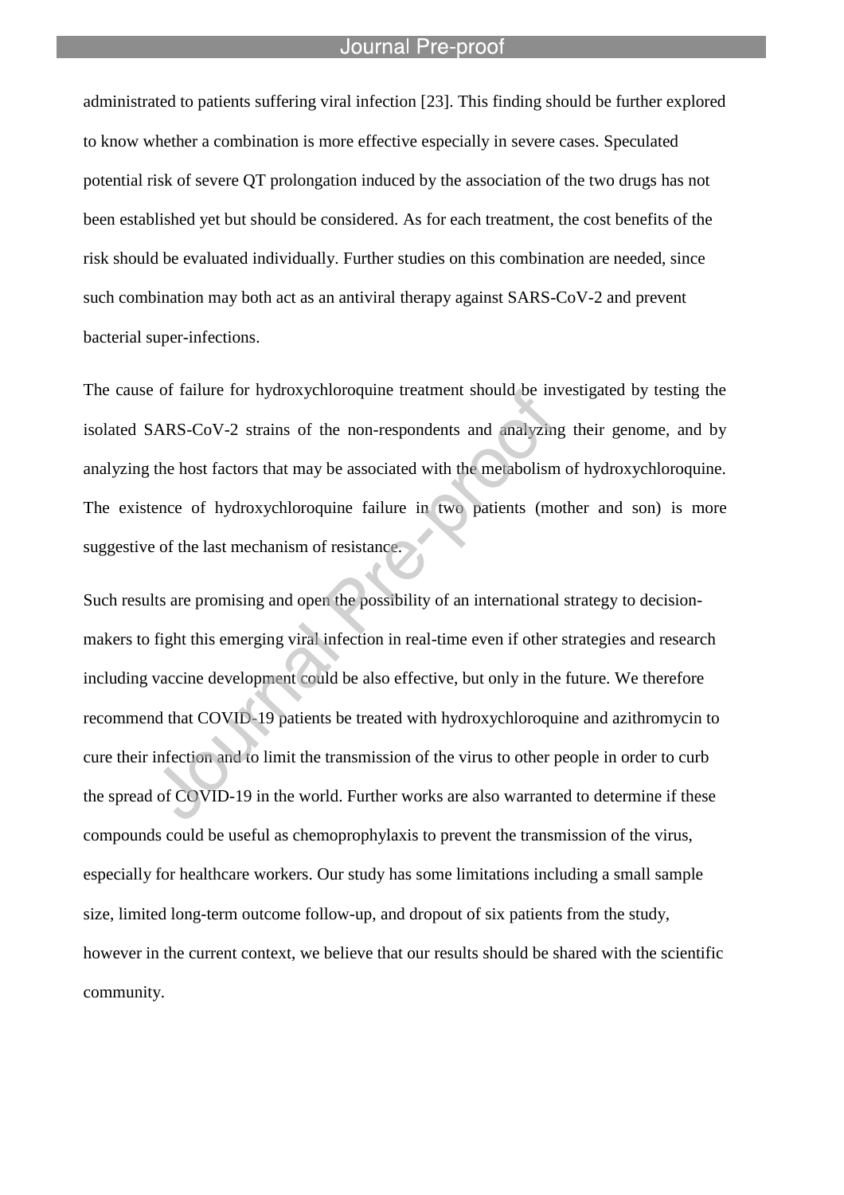administrated to patients suffering viral infection [23]. This finding should be further explored to know whether a combination is more effective especially in severe cases. Speculated potential risk of severe QT prolongation induced by the association of the two drugs has not been established yet but should be considered. As for each treatment, the cost benefits of the risk should be evaluated individually. Further studies on this combination are needed, since such combination may both act as an antiviral therapy against SARS-CoV-2 and prevent bacterial super-infections.

The cause of failure for hydroxychloroquine treatment should be investigated by testing the isolated SARS-CoV-2 strains of the non-respondents and analyzing their genome, and by analyzing the host factors that may be associated with the metabolism of hydroxychloroquine. The existence of hydroxychloroquine failure in two patients (mother and son) is more suggestive of the last mechanism of resistance.

Such results are promising and open the possibility of an international strategy to decision-makers to fight this emerging viral infection in real-time even if other strategies and research including vaccine development could be also effective, but only in the future. We therefore recommend that COVID-19 patients be treated with hydroxychloroquine and azithromycin to cure their infection and to limit the transmission of the virus to other people in order to curb the spread of COVID-19 in the world. Further works are also warranted to determine if these compounds could be useful as chemoprophylaxis to prevent the transmission of the virus, especially for healthcare workers. Our study has some limitations including a small sample size, limited long-term outcome follow-up, and dropout of six patients from the study, however in the current context, we believe that our results should be shared with the scientific community.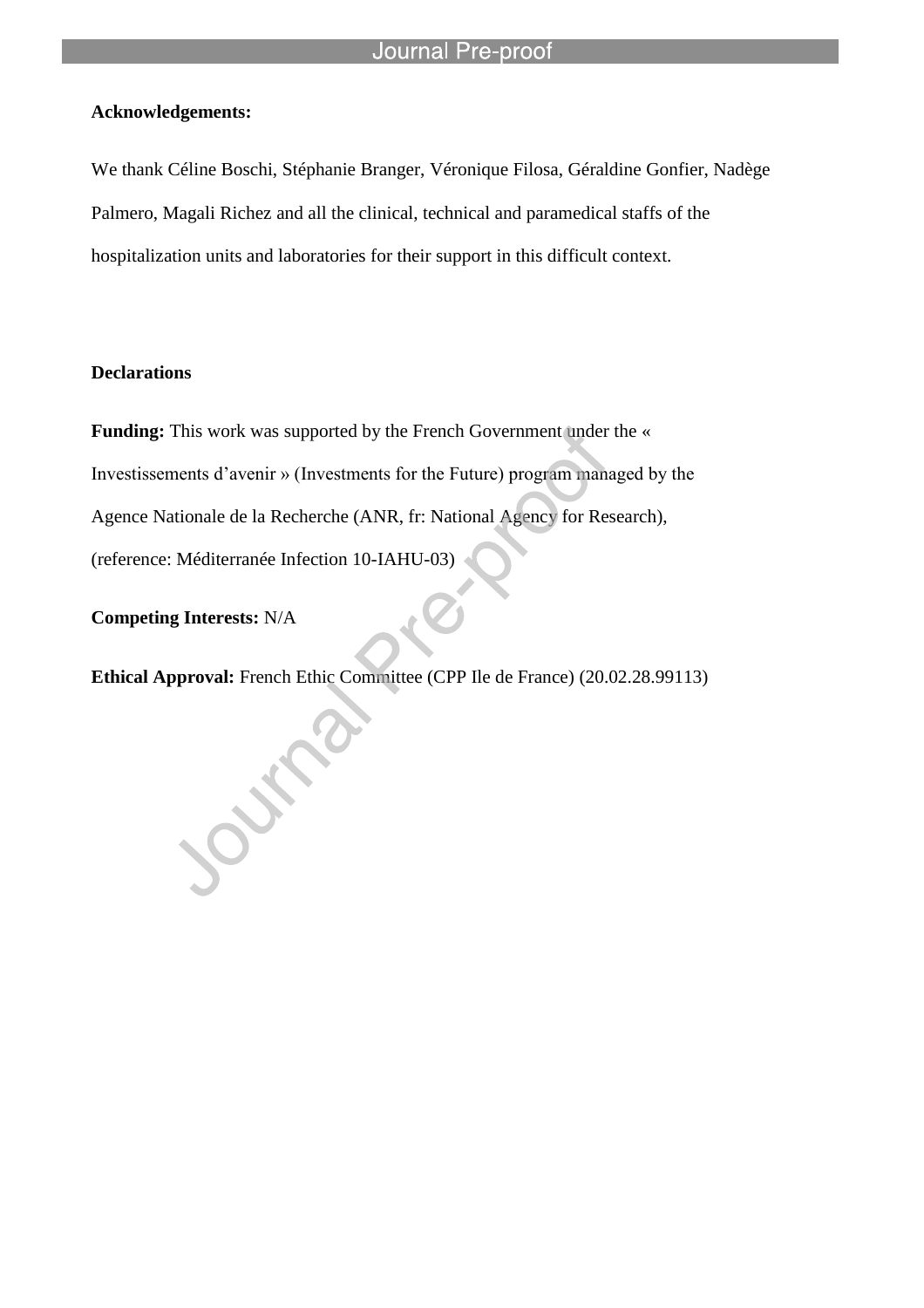**Acknowledgements:**

We thank Céline Boschi, Stéphanie Branger, Véronique Filosa, Géraldine Gonfier, Nadège Palmero, Magali Richez and all the clinical, technical and paramedical staffs of the hospitalization units and laboratories for their support in this difficult context.

**Declarations**

**Funding:** This work was supported by the French Government under the « Investissements d'avenir » (Investments for the Future) program managed by the Agence Nationale de la Recherche (ANR, fr: National Agency for Research), (reference: Méditerranée Infection 10-IAHU-03)

**Competing Interests:** N/A

**Ethical Approval:** French Ethic Committee (CPP Ile de France) (20.02.28.99113)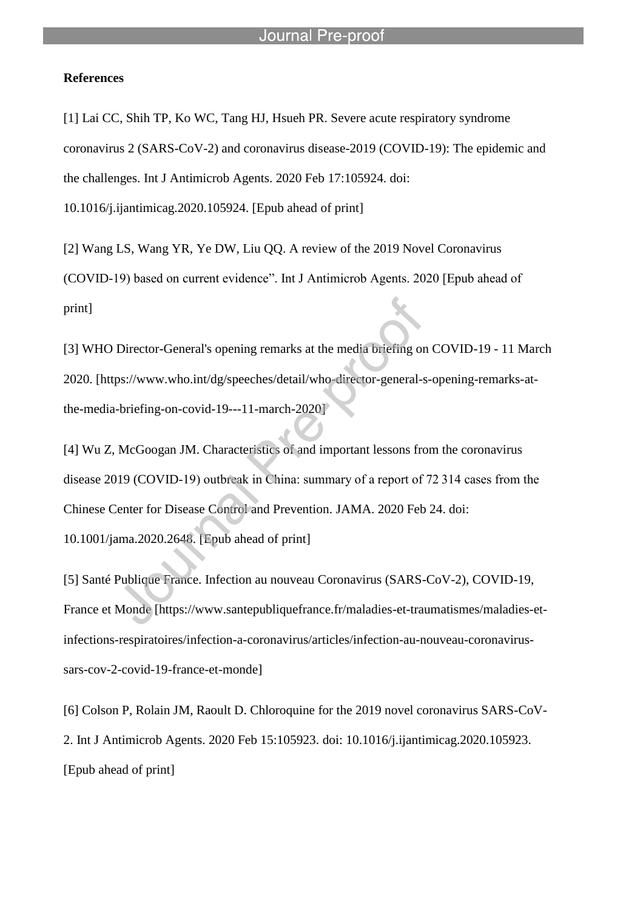**References**

[1] Lai CC, Shih TP, Ko WC, Tang HJ, Hsueh PR. Severe acute respiratory syndrome coronavirus 2 (SARS-CoV-2) and coronavirus disease-2019 (COVID-19): The epidemic and the challenges. Int J Antimicrob Agents. 2020 Feb 17:105924. doi: 10.1016/j.ijantimicag.2020.105924. [Epub ahead of print]

[2] Wang LS, Wang YR, Ye DW, Liu QQ. A review of the 2019 Novel Coronavirus (COVID-19) based on current evidence". Int J Antimicrob Agents. 2020 [Epub ahead of print]

[3] WHO Director-General's opening remarks at the media briefing on COVID-19 - 11 March 2020. [https://www.who.int/dg/speeches/detail/who-director-general-s-opening-remarks-at-the-media-briefing-on-covid-19---11-march-2020]

[4] Wu Z, McGoogan JM. Characteristics of and important lessons from the coronavirus disease 2019 (COVID-19) outbreak in China: summary of a report of 72 314 cases from the Chinese Center for Disease Control and Prevention. JAMA. 2020 Feb 24. doi: 10.1001/jama.2020.2648. [Epub ahead of print]

[5] Santé Publique France. Infection au nouveau Coronavirus (SARS-CoV-2), COVID-19, France et Monde [https://www.santepubliquefrance.fr/maladies-et-traumatismes/maladies-et-infections-respiratoires/infection-a-coronavirus/articles/infection-au-nouveau-coronavirus-sars-cov-2-covid-19-france-et-monde]

[6] Colson P, Rolain JM, Raoult D. Chloroquine for the 2019 novel coronavirus SARS-CoV-2. Int J Antimicrob Agents. 2020 Feb 15:105923. doi: 10.1016/j.ijantimicag.2020.105923. [Epub ahead of print]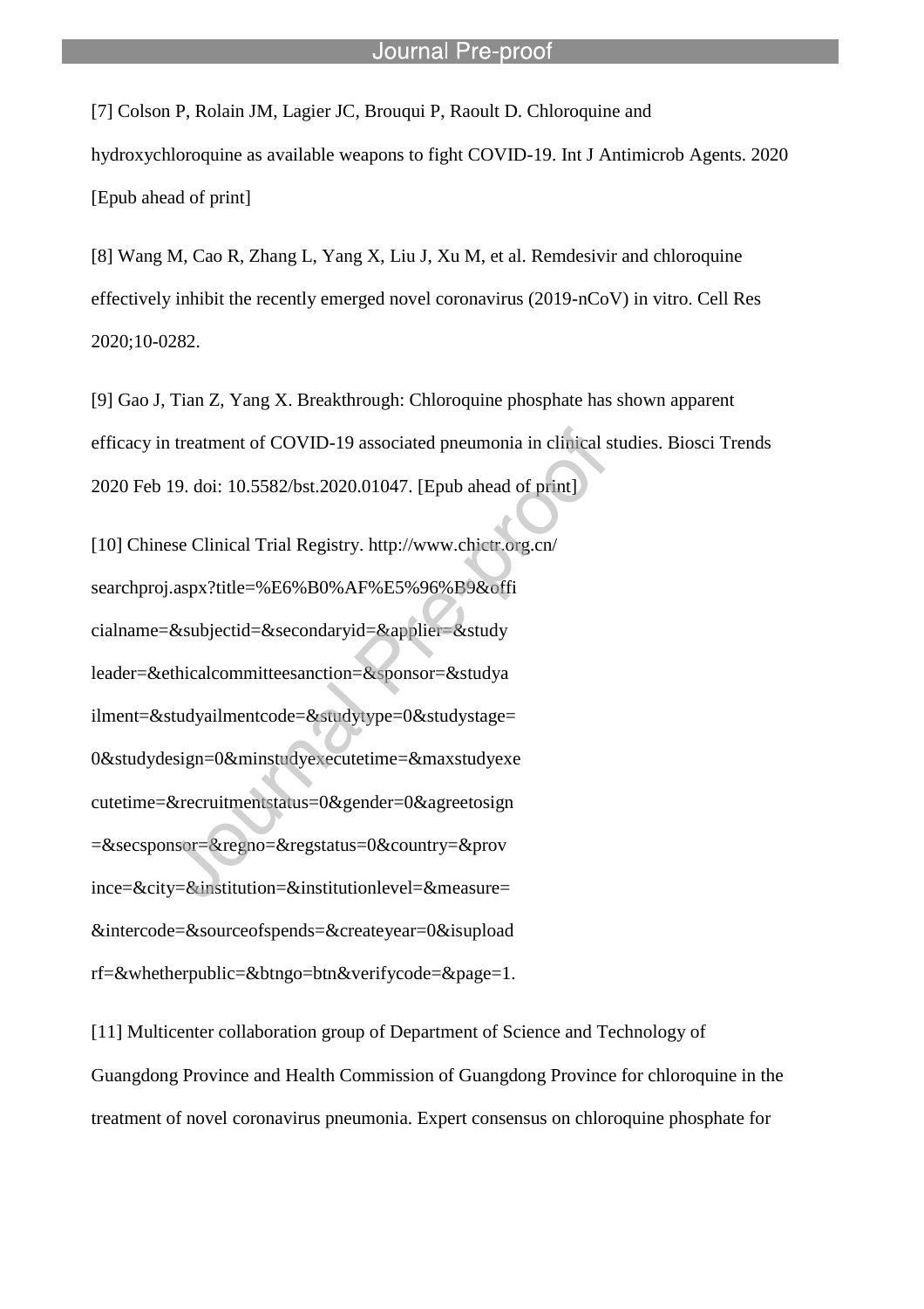[7] Colson P, Rolain JM, Lagier JC, Brouqui P, Raoult D. Chloroquine and hydroxychloroquine as available weapons to fight COVID-19. Int J Antimicrob Agents. 2020 [Epub ahead of print]

[8] Wang M, Cao R, Zhang L, Yang X, Liu J, Xu M, et al. Remdesivir and chloroquine effectively inhibit the recently emerged novel coronavirus (2019-nCoV) in vitro. Cell Res 2020;10-0282.

[9] Gao J, Tian Z, Yang X. Breakthrough: Chloroquine phosphate has shown apparent efficacy in treatment of COVID-19 associated pneumonia in clinical studies. Biosci Trends 2020 Feb 19. doi: 10.5582/bst.2020.01047. [Epub ahead of print]

[10] Chinese Clinical Trial Registry. http://www.chictr.org.cn/ searchproj.aspx?title=%E6%B0%AF%E5%96%B9&offi cialname=&subjectid=&secondaryid=&applier=&study leader=&ethicalcommitteesanction=&sponsor=&studya ilment=&studyailmentcode=&studytype=0&studystage= 0&studydesign=0&minstudyexecutetime=&maxstudyexe cutetime=&recruitmentstatus=0&gender=0&agreetosign =&secsponsor=&regno=&regstatus=0&country=&prov ince=&city=&institution=&institutionlevel=&measure= &intercode=&sourceofspends=&createyear=0&isupload rf=&whetherpublic=&btngo=btn&verifycode=&page=1.

[11] Multicenter collaboration group of Department of Science and Technology of Guangdong Province and Health Commission of Guangdong Province for chloroquine in the treatment of novel coronavirus pneumonia. Expert consensus on chloroquine phosphate for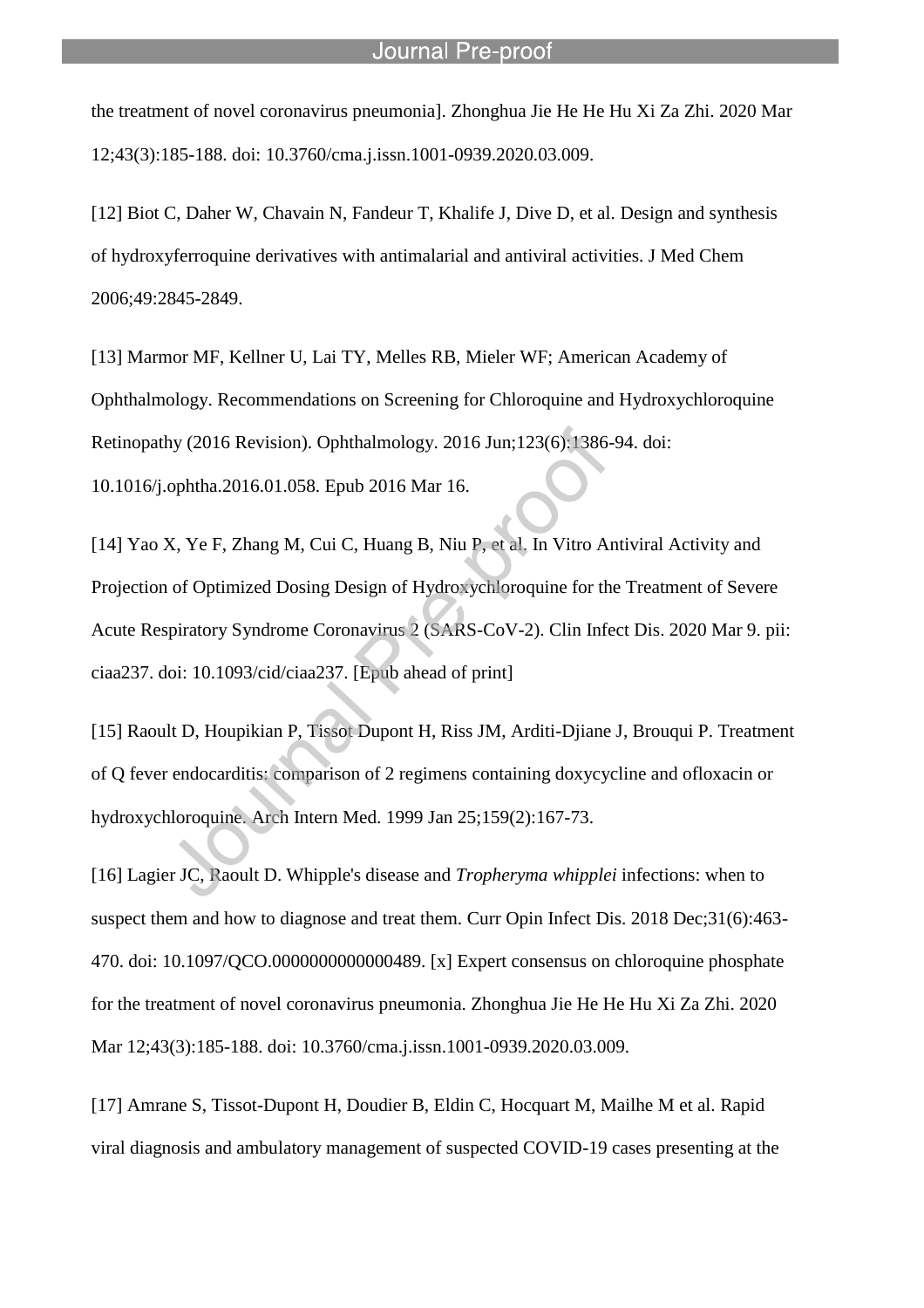the treatment of novel coronavirus pneumonia]. Zhonghua Jie He He Hu Xi Za Zhi. 2020 Mar 12;43(3):185-188. doi: 10.3760/cma.j.issn.1001-0939.2020.03.009.

[12] Biot C, Daher W, Chavain N, Fandeur T, Khalife J, Dive D, et al. Design and synthesis of hydroxyferroquine derivatives with antimalarial and antiviral activities. J Med Chem 2006;49:2845-2849.

[13] Marmor MF, Kellner U, Lai TY, Melles RB, Mieler WF; American Academy of Ophthalmology. Recommendations on Screening for Chloroquine and Hydroxychloroquine Retinopathy (2016 Revision). Ophthalmology. 2016 Jun;123(6):1386-94. doi: 10.1016/j.ophtha.2016.01.058. Epub 2016 Mar 16.

[14] Yao X, Ye F, Zhang M, Cui C, Huang B, Niu P, et al. In Vitro Antiviral Activity and Projection of Optimized Dosing Design of Hydroxychloroquine for the Treatment of Severe Acute Respiratory Syndrome Coronavirus 2 (SARS-CoV-2). Clin Infect Dis. 2020 Mar 9. pii: ciaa237. doi: 10.1093/cid/ciaa237. [Epub ahead of print]

[15] Raoult D, Houpikian P, Tissot Dupont H, Riss JM, Arditi-Djiane J, Brouqui P. Treatment of Q fever endocarditis: comparison of 2 regimens containing doxycycline and ofloxacin or hydroxychloroquine. Arch Intern Med. 1999 Jan 25;159(2):167-73.

[16] Lagier JC, Raoult D. Whipple's disease and *Tropheryma whipplei* infections: when to suspect them and how to diagnose and treat them. Curr Opin Infect Dis. 2018 Dec;31(6):463-470. doi: 10.1097/QCO.0000000000000489. [x] Expert consensus on chloroquine phosphate for the treatment of novel coronavirus pneumonia. Zhonghua Jie He He Hu Xi Za Zhi. 2020 Mar 12;43(3):185-188. doi: 10.3760/cma.j.issn.1001-0939.2020.03.009.

[17] Amrane S, Tissot-Dupont H, Doudier B, Eldin C, Hocquart M, Mailhe M et al. Rapid viral diagnosis and ambulatory management of suspected COVID-19 cases presenting at the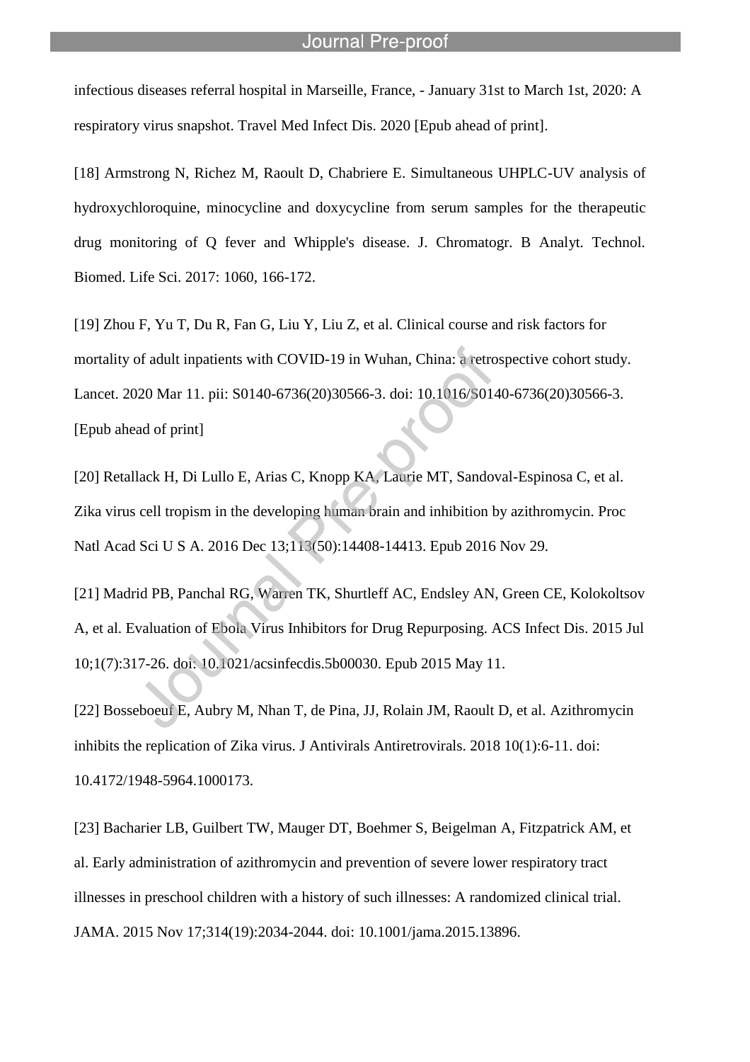infectious diseases referral hospital in Marseille, France, - January 31st to March 1st, 2020: A respiratory virus snapshot. Travel Med Infect Dis. 2020 [Epub ahead of print].

[18] Armstrong N, Richez M, Raoult D, Chabriere E. Simultaneous UHPLC-UV analysis of hydroxychloroquine, minocycline and doxycycline from serum samples for the therapeutic drug monitoring of Q fever and Whipple's disease. J. Chromatogr. B Analyt. Technol. Biomed. Life Sci. 2017: 1060, 166-172.

[19] Zhou F, Yu T, Du R, Fan G, Liu Y, Liu Z, et al. Clinical course and risk factors for mortality of adult inpatients with COVID-19 in Wuhan, China: a retrospective cohort study. Lancet. 2020 Mar 11. pii: S0140-6736(20)30566-3. doi: 10.1016/S0140-6736(20)30566-3. [Epub ahead of print]

[20] Retallack H, Di Lullo E, Arias C, Knopp KA, Laurie MT, Sandoval-Espinosa C, et al. Zika virus cell tropism in the developing human brain and inhibition by azithromycin. Proc Natl Acad Sci U S A. 2016 Dec 13;113(50):14408-14413. Epub 2016 Nov 29.

[21] Madrid PB, Panchal RG, Warren TK, Shurtleff AC, Endsley AN, Green CE, Kolokoltsov A, et al. Evaluation of Ebola Virus Inhibitors for Drug Repurposing. ACS Infect Dis. 2015 Jul 10;1(7):317-26. doi: 10.1021/acsinfecdis.5b00030. Epub 2015 May 11.

[22] Bosseboeuf E, Aubry M, Nhan T, de Pina, JJ, Rolain JM, Raoult D, et al. Azithromycin inhibits the replication of Zika virus. J Antivirals Antiretrovirals. 2018 10(1):6-11. doi: 10.4172/1948-5964.1000173.

[23] Bacharier LB, Guilbert TW, Mauger DT, Boehmer S, Beigelman A, Fitzpatrick AM, et al. Early administration of azithromycin and prevention of severe lower respiratory tract illnesses in preschool children with a history of such illnesses: A randomized clinical trial. JAMA. 2015 Nov 17;314(19):2034-2044. doi: 10.1001/jama.2015.13896.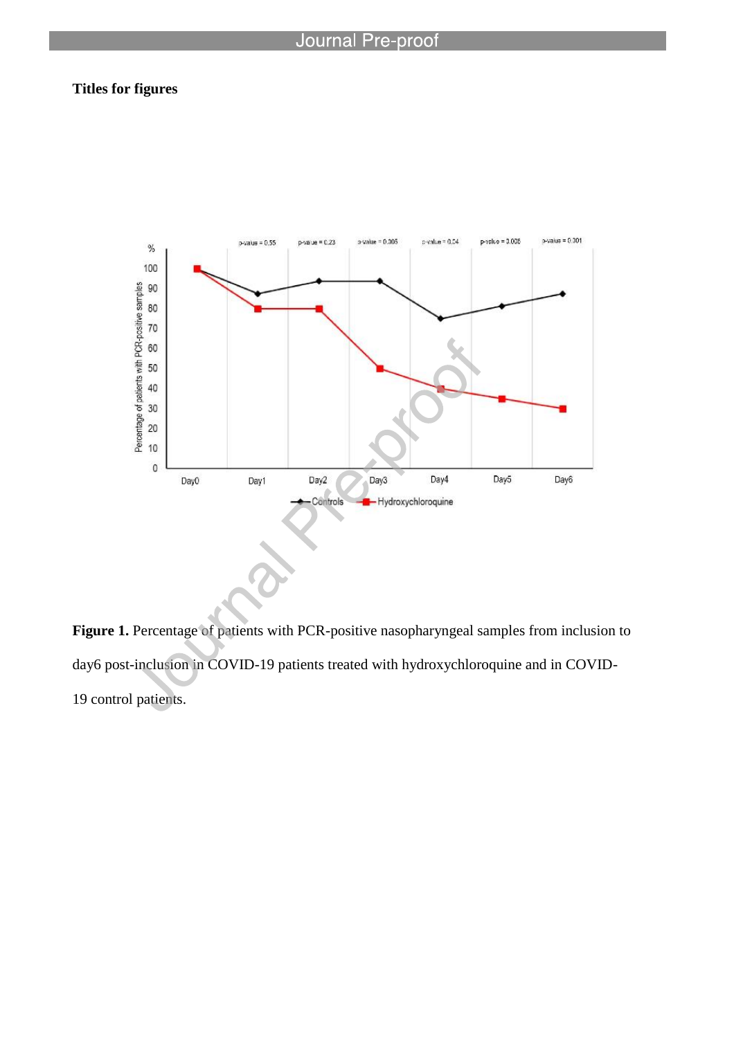**Titles for figures**

**Figure 1.** Percentage of patients with PCR-positive nasopharyngeal samples from inclusion to day6 post-inclusion in COVID-19 patients treated with hydroxychloroquine and in COVID-19 control patients.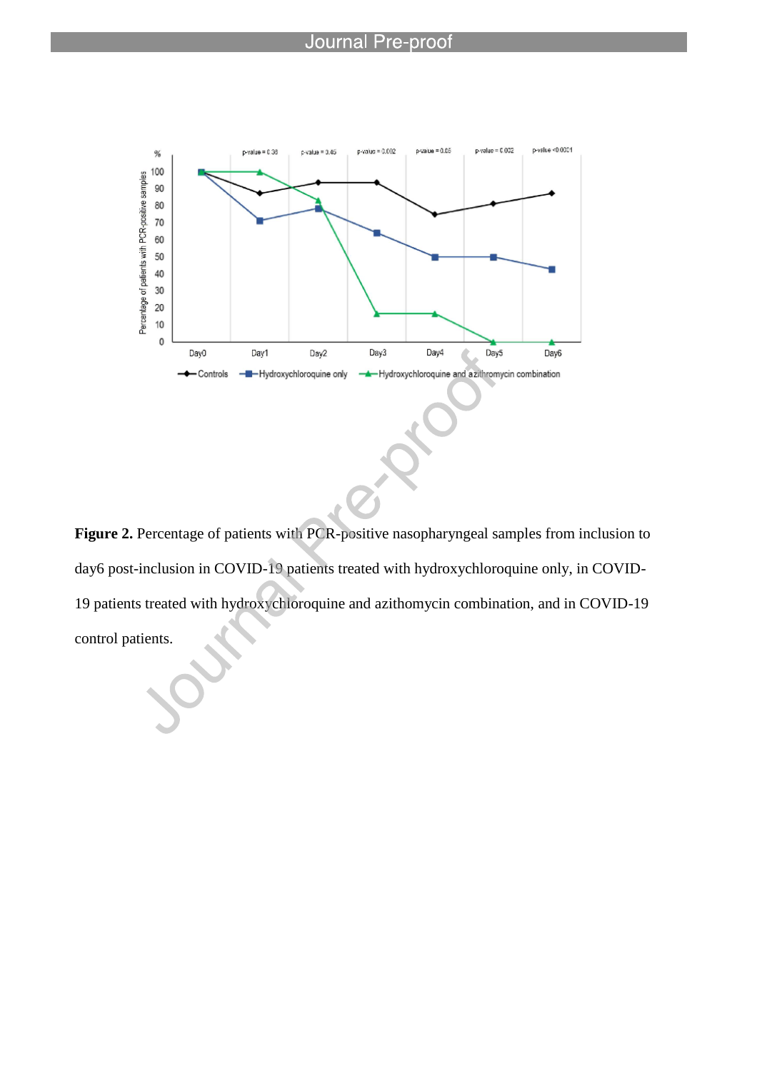**Figure 2.** Percentage of patients with PCR-positive nasopharyngeal samples from inclusion to day6 post-inclusion in COVID-19 patients treated with hydroxychloroquine only, in COVID-19 patients treated with hydroxychloroquine and azithomycin combination, and in COVID-19 control patients.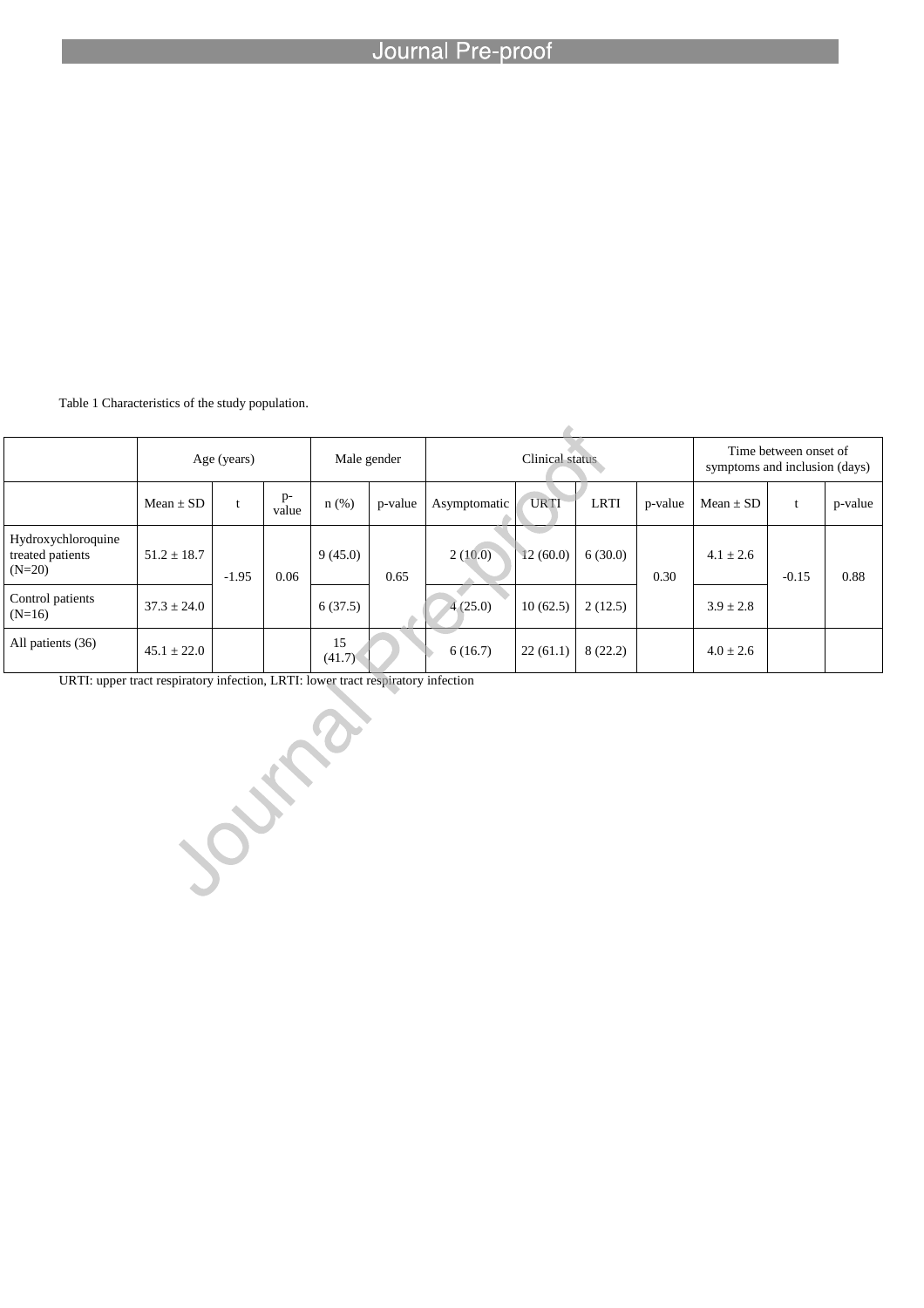Table 1 Characteristics of the study population.

| | Age (years) | | | Male gender | | Clinical status | | | | Time between onset of symptoms and inclusion (days) | | |
|---|---|---|---|---|---|---|---|---|---|---|---|---|
| | Mean ± SD | t | p-value | n (%) | p-value | Asymptomatic | URTI | LRTI | p-value | Mean ± SD | t | p-value |
| Hydroxychloroquine treated patients (N=20) | 51.2 ± 18.7 | -1.95 | 0.06 | 9 (45.0) | 0.65 | 2 (10.0) | 12 (60.0) | 6 (30.0) | 0.30 | 4.1 ± 2.6 | -0.15 | 0.88 |
| Control patients (N=16) | 37.3 ± 24.0 | | | 6 (37.5) | | 4 (25.0) | 10 (62.5) | 2 (12.5) | | 3.9 ± 2.8 | | |
| All patients (36) | 45.1 ± 22.0 | | | 15 (41.7) | | 6 (16.7) | 22 (61.1) | 8 (22.2) | | 4.0 ± 2.6 | | |

URTI: upper tract respiratory infection, LRTI: lower tract respiratory infection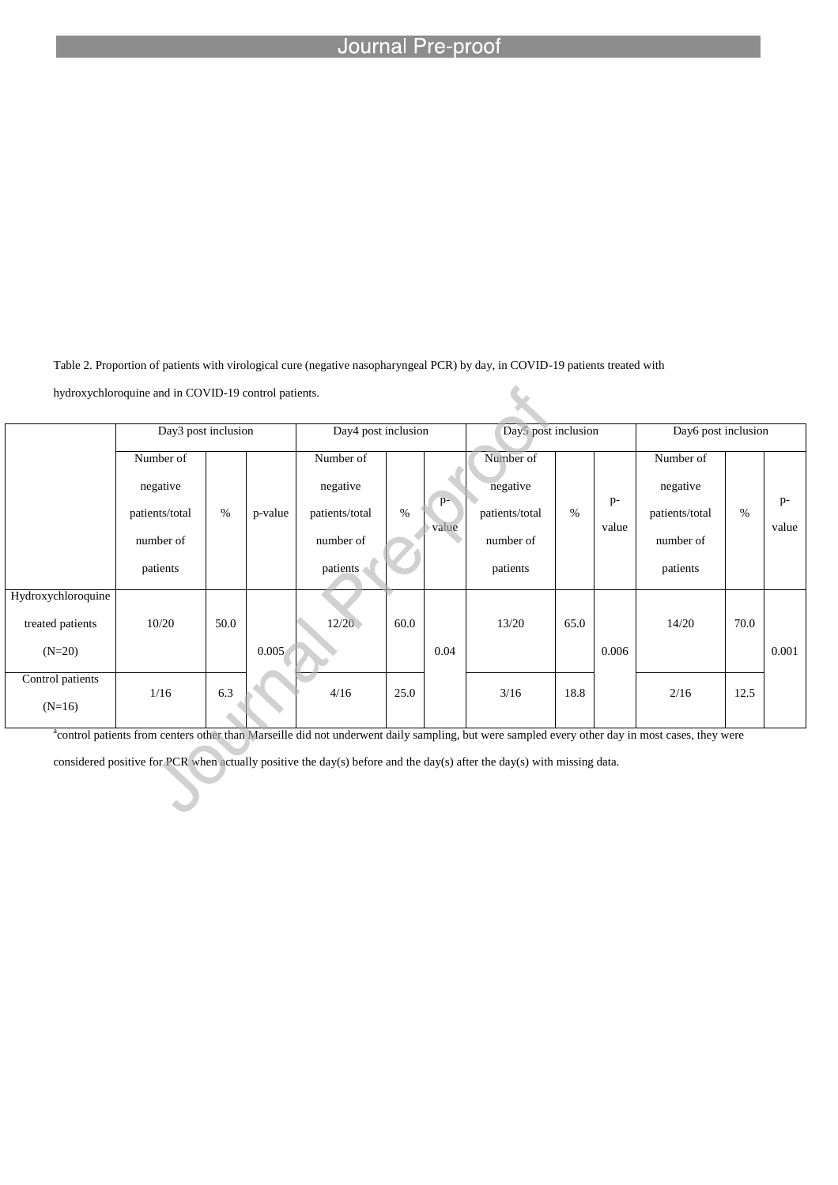Table 2. Proportion of patients with virological cure (negative nasopharyngeal PCR) by day, in COVID-19 patients treated with hydroxychloroquine and in COVID-19 control patients.

| | Day3 post inclusion | | | Day4 post inclusion | | | Day5 post inclusion | | | Day6 post inclusion | | |
|---|---|---|---|---|---|---|---|---|---|---|---|---|
| | Number of negative patients/total number of patients | % | p-value | Number of negative patients/total number of patients | % | p-value | Number of negative patients/total number of patients | % | p-value | Number of negative patients/total number of patients | % | p-value |
| Hydroxychloroquine treated patients (N=20) | 10/20 | 50.0 | 0.005 | 12/20 | 60.0 | 0.04 | 13/20 | 65.0 | 0.006 | 14/20 | 70.0 | 0.001 |
| Control patients (N=16) | 1/16 | 6.3 | | 4/16 | 25.0 | | 3/16 | 18.8 | | 2/16 | 12.5 | |

[a]control patients from centers other than Marseille did not underwent daily sampling, but were sampled every other day in most cases, they were considered positive for PCR when actually positive the day(s) before and the day(s) after the day(s) with missing data.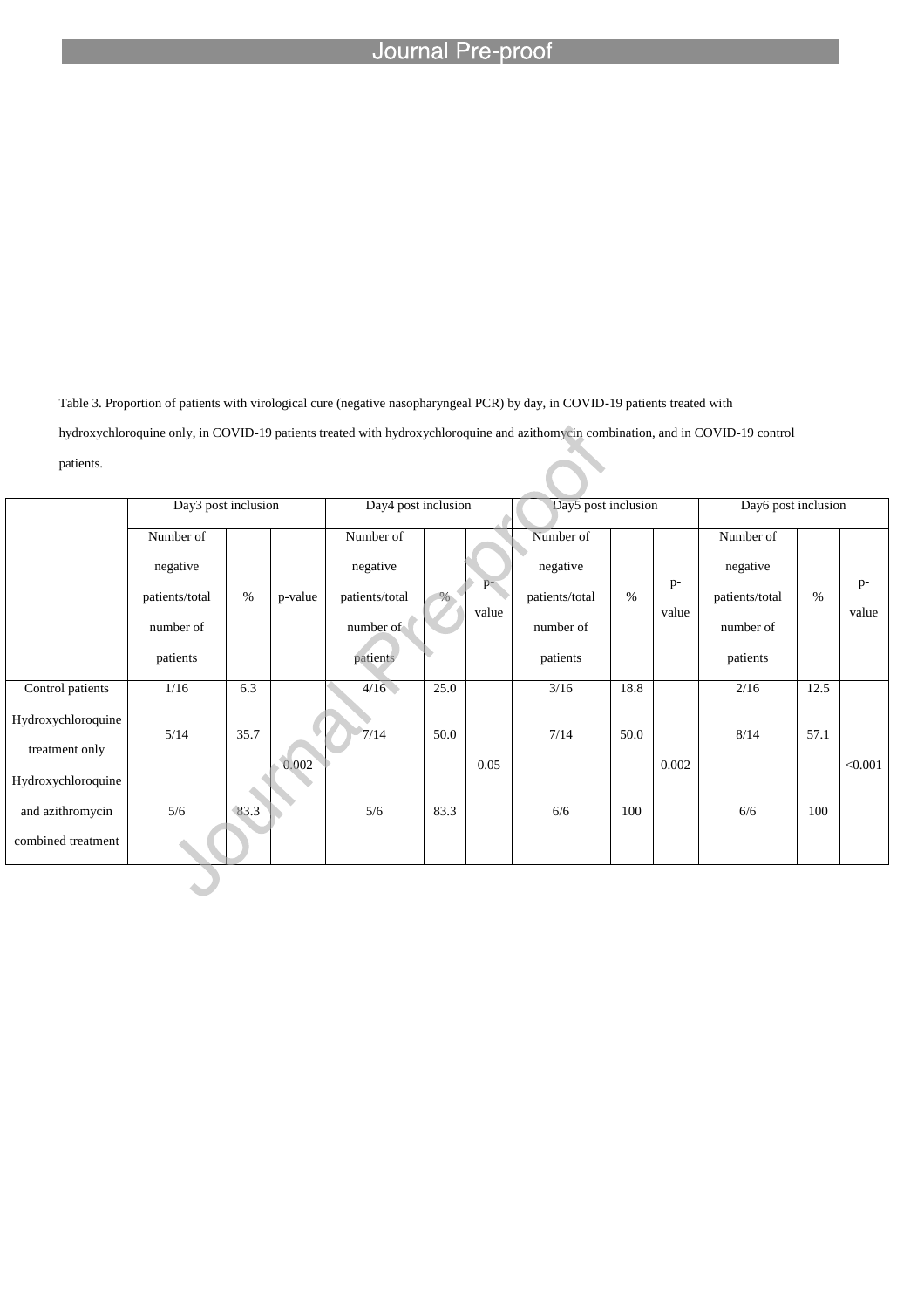Table 3. Proportion of patients with virological cure (negative nasopharyngeal PCR) by day, in COVID-19 patients treated with hydroxychloroquine only, in COVID-19 patients treated with hydroxychloroquine and azithomycin combination, and in COVID-19 control patients.

| | Day3 post inclusion | | | Day4 post inclusion | | | Day5 post inclusion | | | Day6 post inclusion | | |
|---|---|---|---|---|---|---|---|---|---|---|---|---|
| | Number of negative patients/total number of patients | % | p-value | Number of negative patients/total number of patients | % | p-value | Number of negative patients/total number of patients | % | p-value | Number of negative patients/total number of patients | % | p-value |
| Control patients | 1/16 | 6.3 | 0.002 | 4/16 | 25.0 | 0.05 | 3/16 | 18.8 | 0.002 | 2/16 | 12.5 | <0.001 |
| Hydroxychloroquine treatment only | 5/14 | 35.7 | | 7/14 | 50.0 | | 7/14 | 50.0 | | 8/14 | 57.1 | |
| Hydroxychloroquine and azithromycin combined treatment | 5/6 | 83.3 | | 5/6 | 83.3 | | 6/6 | 100 | | 6/6 | 100 | |